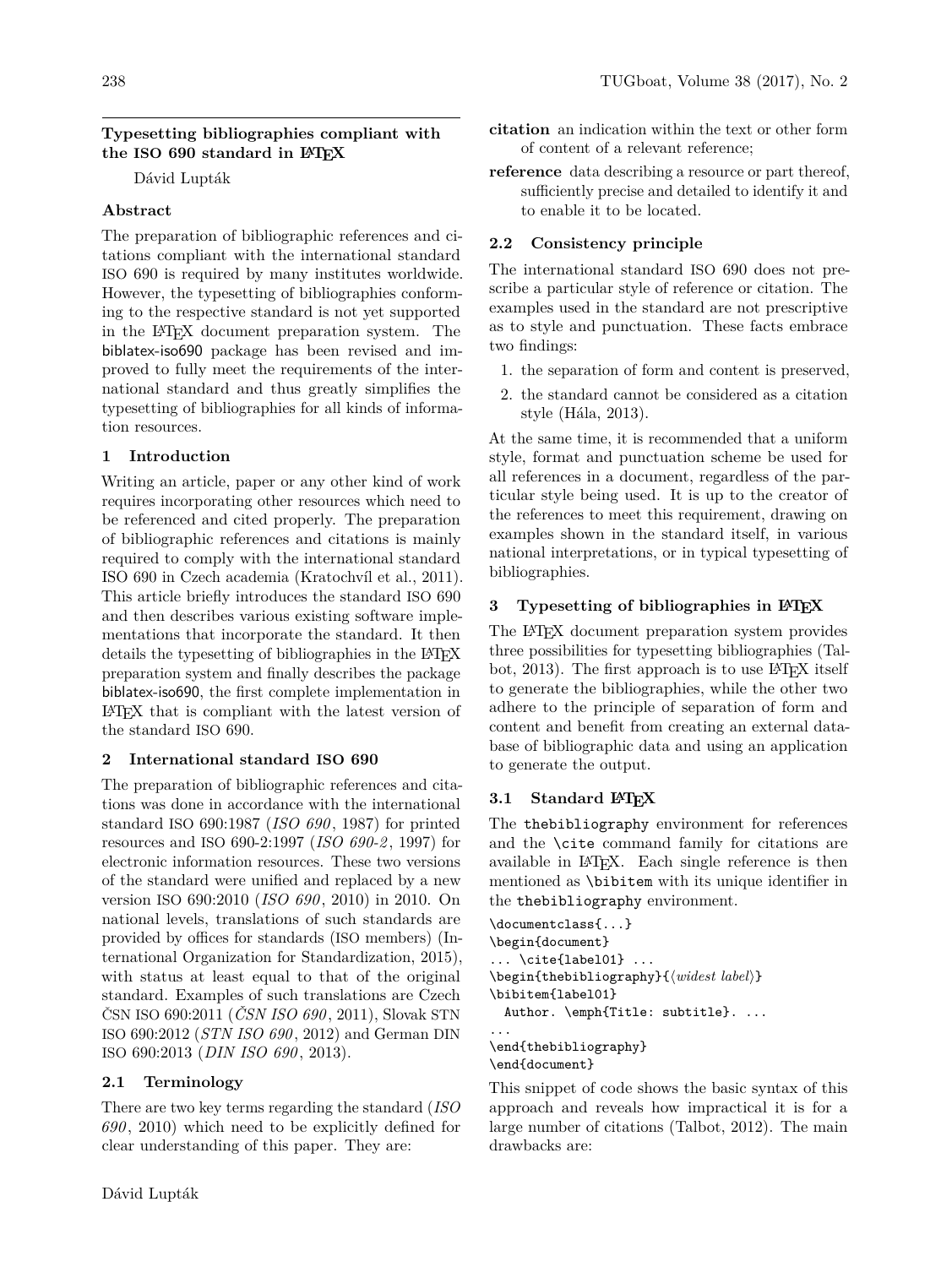# Typesetting bibliographies compliant with the ISO 690 standard in LaTeX

Dávid Lupták

## Abstract

The preparation of bibliographic references and citations compliant with the international standard ISO 690 is required by many institutes worldwide. However, the typesetting of bibliographies conforming to the respective standard is not yet supported in the LaTeX document preparation system. The biblatex-iso690 package has been revised and improved to fully meet the requirements of the international standard and thus greatly simplifies the typesetting of bibliographies for all kinds of information resources.

## 1 Introduction

Writing an article, paper or any other kind of work requires incorporating other resources which need to be referenced and cited properly. The preparation of bibliographic references and citations is mainly required to comply with the international standard ISO 690 in Czech academia (Kratochvíl et al., 2011). This article briefly introduces the standard ISO 690 and then describes various existing software implementations that incorporate the standard. It then details the typesetting of bibliographies in the LaTeX preparation system and finally describes the package biblatex-iso690, the first complete implementation in LaTeX that is compliant with the latest version of the standard ISO 690.

## 2 International standard ISO 690

The preparation of bibliographic references and citations was done in accordance with the international standard ISO 690:1987 (*ISO 690*, 1987) for printed resources and ISO 690-2:1997 (*ISO 690-2*, 1997) for electronic information resources. These two versions of the standard were unified and replaced by a new version ISO 690:2010 (*ISO 690*, 2010) in 2010. On national levels, translations of such standards are provided by offices for standards (ISO members) (International Organization for Standardization, 2015), with status at least equal to that of the original standard. Examples of such translations are Czech ČSN ISO 690:2011 (*ČSN ISO 690*, 2011), Slovak STN ISO 690:2012 (*STN ISO 690*, 2012) and German DIN ISO 690:2013 (*DIN ISO 690*, 2013).

### 2.1 Terminology

There are two key terms regarding the standard (*ISO 690*, 2010) which need to be explicitly defined for clear understanding of this paper. They are:

**citation** an indication within the text or other form of content of a relevant reference;

**reference** data describing a resource or part thereof, sufficiently precise and detailed to identify it and to enable it to be located.

### 2.2 Consistency principle

The international standard ISO 690 does not prescribe a particular style of reference or citation. The examples used in the standard are not prescriptive as to style and punctuation. These facts embrace two findings:

1. the separation of form and content is preserved,
2. the standard cannot be considered as a citation style (Hála, 2013).

At the same time, it is recommended that a uniform style, format and punctuation scheme be used for all references in a document, regardless of the particular style being used. It is up to the creator of the references to meet this requirement, drawing on examples shown in the standard itself, in various national interpretations, or in typical typesetting of bibliographies.

## 3 Typesetting of bibliographies in LaTeX

The LaTeX document preparation system provides three possibilities for typesetting bibliographies (Talbot, 2013). The first approach is to use LaTeX itself to generate the bibliographies, while the other two adhere to the principle of separation of form and content and benefit from creating an external database of bibliographic data and using an application to generate the output.

### 3.1 Standard LaTeX

The `thebibliography` environment for references and the `\cite` command family for citations are available in LaTeX. Each single reference is then mentioned as `\bibitem` with its unique identifier in the `thebibliography` environment.

```
\documentclass{...}
\begin{document}
... \cite{label01} ...
\begin{thebibliography}{⟨widest label⟩}
\bibitem{label01}
  Author. \emph{Title: subtitle}. ...
...
\end{thebibliography}
\end{document}
```

This snippet of code shows the basic syntax of this approach and reveals how impractical it is for a large number of citations (Talbot, 2012). The main drawbacks are: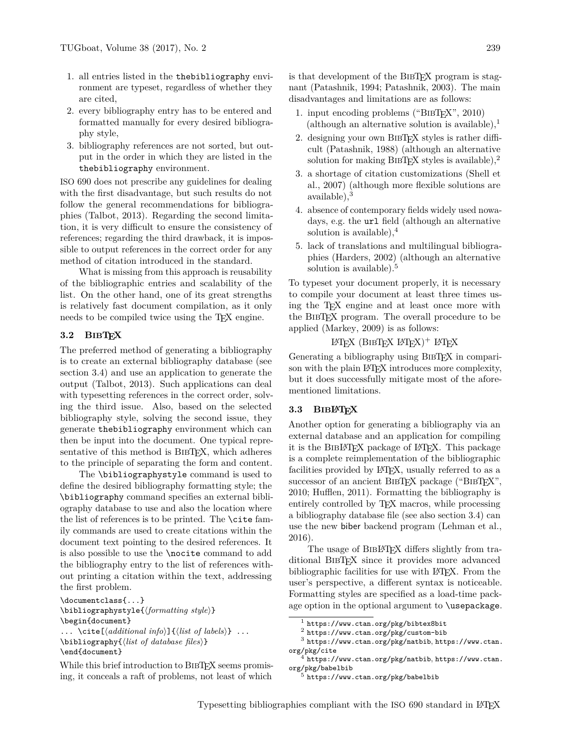1. all entries listed in the thebibliography environment are typeset, regardless of whether they are cited,
2. every bibliography entry has to be entered and formatted manually for every desired bibliography style,
3. bibliography references are not sorted, but output in the order in which they are listed in the thebibliography environment.

ISO 690 does not prescribe any guidelines for dealing with the first disadvantage, but such results do not follow the general recommendations for bibliographies (Talbot, 2013). Regarding the second limitation, it is very difficult to ensure the consistency of references; regarding the third drawback, it is impossible to output references in the correct order for any method of citation introduced in the standard.

What is missing from this approach is reusability of the bibliographic entries and scalability of the list. On the other hand, one of its great strengths is relatively fast document compilation, as it only needs to be compiled twice using the TEX engine.

## 3.2 BibTEX

The preferred method of generating a bibliography is to create an external bibliography database (see section 3.4) and use an application to generate the output (Talbot, 2013). Such applications can deal with typesetting references in the correct order, solving the third issue. Also, based on the selected bibliography style, solving the second issue, they generate thebibliography environment which can then be input into the document. One typical representative of this method is BibTEX, which adheres to the principle of separating the form and content.

The \bibliographystyle command is used to define the desired bibliography formatting style; the \bibliography command specifies an external bibliography database to use and also the location where the list of references is to be printed. The \cite family commands are used to create citations within the document text pointing to the desired references. It is also possible to use the \nocite command to add the bibliography entry to the list of references without printing a citation within the text, addressing the first problem.

```
\documentclass{...}
\bibliographystyle{⟨formatting style⟩}
\begin{document}
... \cite[⟨additional info⟩]{⟨list of labels⟩} ...
\bibliography{⟨list of database files⟩}
\end{document}
```

While this brief introduction to BibTEX seems promising, it conceals a raft of problems, not least of which is that development of the BibTEX program is stagnant (Patashnik, 1994; Patashnik, 2003). The main disadvantages and limitations are as follows:

1. input encoding problems ("BibTEX", 2010) (although an alternative solution is available),[1]
2. designing your own BibTEX styles is rather difficult (Patashnik, 1988) (although an alternative solution for making BibTEX styles is available),[2]
3. a shortage of citation customizations (Shell et al., 2007) (although more flexible solutions are available),[3]
4. absence of contemporary fields widely used nowadays, e.g. the url field (although an alternative solution is available),[4]
5. lack of translations and multilingual bibliographies (Harders, 2002) (although an alternative solution is available).[5]

To typeset your document properly, it is necessary to compile your document at least three times using the TEX engine and at least once more with the BibTEX program. The overall procedure to be applied (Markey, 2009) is as follows:

$$\text{LaTeX (BibTeX LaTeX)}^{+}\ \text{LaTeX}$$

Generating a bibliography using BibTEX in comparison with the plain LATEX introduces more complexity, but it does successfully mitigate most of the aforementioned limitations.

## 3.3 BibLATEX

Another option for generating a bibliography via an external database and an application for compiling it is the BibLATEX package of LATEX. This package is a complete reimplementation of the bibliographic facilities provided by LATEX, usually referred to as a successor of an ancient BibTEX package ("BibTEX", 2010; Hufflen, 2011). Formatting the bibliography is entirely controlled by TEX macros, while processing a bibliography database file (see also section 3.4) can use the new biber backend program (Lehman et al., 2016).

The usage of BibLATEX differs slightly from traditional BibTEX since it provides more advanced bibliographic facilities for use with LATEX. From the user's perspective, a different syntax is noticeable. Formatting styles are specified as a load-time package option in the optional argument to \usepackage.

---

[1] https://www.ctan.org/pkg/bibtex8bit
[2] https://www.ctan.org/pkg/custom-bib
[3] https://www.ctan.org/pkg/natbib, https://www.ctan.org/pkg/cite
[4] https://www.ctan.org/pkg/natbib, https://www.ctan.org/pkg/babelbib
[5] https://www.ctan.org/pkg/babelbib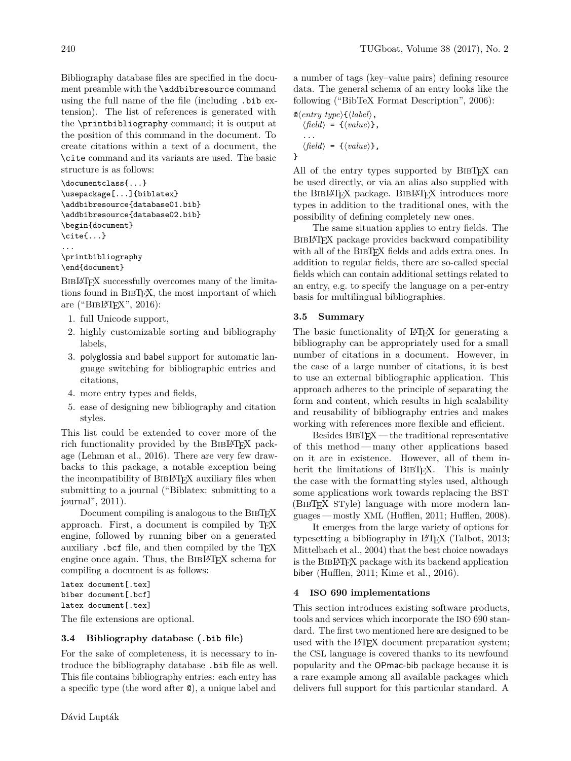Bibliography database files are specified in the document preamble with the `\addbibresource` command using the full name of the file (including `.bib` extension). The list of references is generated with the `\printbibliography` command; it is output at the position of this command in the document. To create citations within a text of a document, the `\cite` command and its variants are used. The basic structure is as follows:

```
\documentclass{...}
\usepackage[...]{biblatex}
\addbibresource{database01.bib}
\addbibresource{database02.bib}
\begin{document}
\cite{...}
...
\printbibliography
\end{document}
```

BibLaTeX successfully overcomes many of the limitations found in BibTeX, the most important of which are ("BibLaTeX", 2016):

1. full Unicode support,
2. highly customizable sorting and bibliography labels,
3. polyglossia and babel support for automatic language switching for bibliographic entries and citations,
4. more entry types and fields,
5. ease of designing new bibliography and citation styles.

This list could be extended to cover more of the rich functionality provided by the BibLaTeX package (Lehman et al., 2016). There are very few drawbacks to this package, a notable exception being the incompatibility of BibLaTeX auxiliary files when submitting to a journal ("Biblatex: submitting to a journal", 2011).

Document compiling is analogous to the BibTeX approach. First, a document is compiled by TeX engine, followed by running biber on a generated auxiliary `.bcf` file, and then compiled by the TeX engine once again. Thus, the BibLaTeX schema for compiling a document is as follows:

```
latex document[.tex]
biber document[.bcf]
latex document[.tex]
```

The file extensions are optional.

### 3.4 Bibliography database (.bib file)

For the sake of completeness, it is necessary to introduce the bibliography database `.bib` file as well. This file contains bibliography entries: each entry has a specific type (the word after `@`), a unique label and a number of tags (key–value pairs) defining resource data. The general schema of an entry looks like the following ("BibTeX Format Description", 2006):

```
@⟨entry type⟩{⟨label⟩,
  ⟨field⟩ = {⟨value⟩},
  ...
  ⟨field⟩ = {⟨value⟩},
}
```

All of the entry types supported by BibTeX can be used directly, or via an alias also supplied with the BibLaTeX package. BibLaTeX introduces more types in addition to the traditional ones, with the possibility of defining completely new ones.

The same situation applies to entry fields. The BibLaTeX package provides backward compatibility with all of the BibTeX fields and adds extra ones. In addition to regular fields, there are so-called special fields which can contain additional settings related to an entry, e.g. to specify the language on a per-entry basis for multilingual bibliographies.

### 3.5 Summary

The basic functionality of LaTeX for generating a bibliography can be appropriately used for a small number of citations in a document. However, in the case of a large number of citations, it is best to use an external bibliographic application. This approach adheres to the principle of separating the form and content, which results in high scalability and reusability of bibliography entries and makes working with references more flexible and efficient.

Besides BibTeX — the traditional representative of this method — many other applications based on it are in existence. However, all of them inherit the limitations of BibTeX. This is mainly the case with the formatting styles used, although some applications work towards replacing the BST (BibTeX STyle) language with more modern languages — mostly XML (Hufflen, 2011; Hufflen, 2008).

It emerges from the large variety of options for typesetting a bibliography in LaTeX (Talbot, 2013; Mittelbach et al., 2004) that the best choice nowadays is the BibLaTeX package with its backend application biber (Hufflen, 2011; Kime et al., 2016).

## 4 ISO 690 implementations

This section introduces existing software products, tools and services which incorporate the ISO 690 standard. The first two mentioned here are designed to be used with the LaTeX document preparation system; the CSL language is covered thanks to its newfound popularity and the OPmac-bib package because it is a rare example among all available packages which delivers full support for this particular standard. A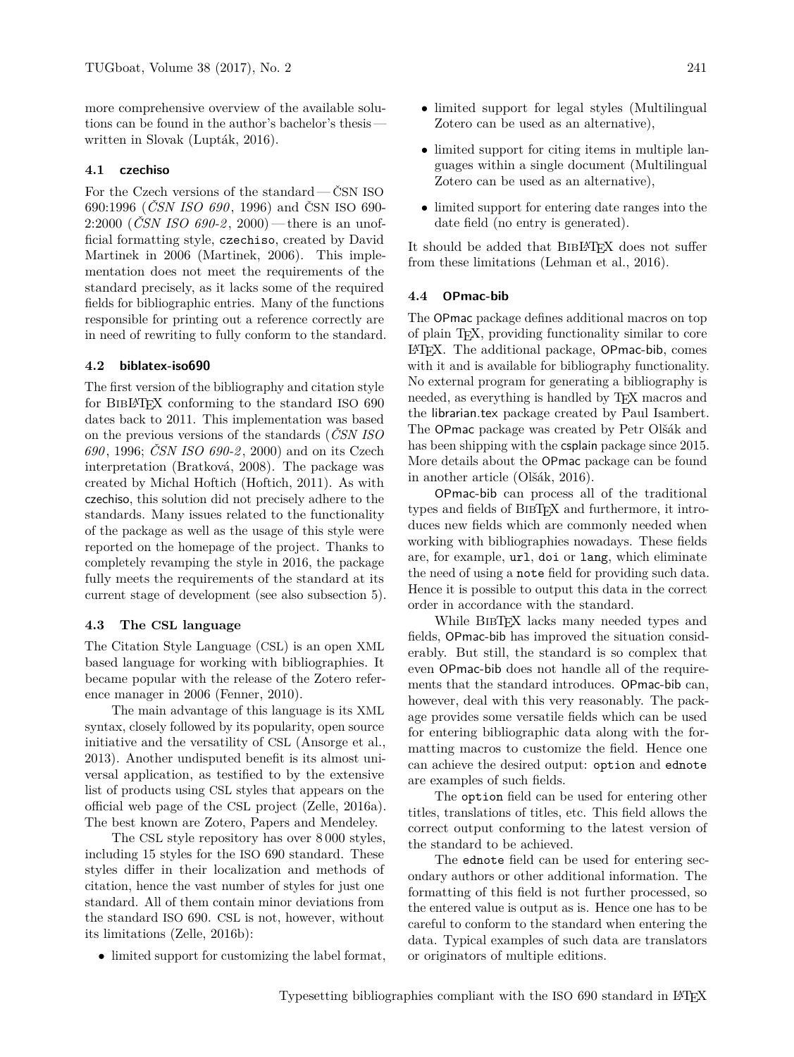more comprehensive overview of the available solutions can be found in the author's bachelor's thesis — written in Slovak (Lupták, 2016).

### 4.1 czechiso

For the Czech versions of the standard — ČSN ISO 690:1996 (*ČSN ISO 690*, 1996) and ČSN ISO 690-2:2000 (*ČSN ISO 690-2*, 2000) — there is an unofficial formatting style, czechiso, created by David Martinek in 2006 (Martinek, 2006). This implementation does not meet the requirements of the standard precisely, as it lacks some of the required fields for bibliographic entries. Many of the functions responsible for printing out a reference correctly are in need of rewriting to fully conform to the standard.

### 4.2 biblatex-iso690

The first version of the bibliography and citation style for BibLaTeX conforming to the standard ISO 690 dates back to 2011. This implementation was based on the previous versions of the standards (*ČSN ISO 690*, 1996; *ČSN ISO 690-2*, 2000) and on its Czech interpretation (Bratková, 2008). The package was created by Michal Hoftich (Hoftich, 2011). As with czechiso, this solution did not precisely adhere to the standards. Many issues related to the functionality of the package as well as the usage of this style were reported on the homepage of the project. Thanks to completely revamping the style in 2016, the package fully meets the requirements of the standard at its current stage of development (see also subsection 5).

### 4.3 The CSL language

The Citation Style Language (CSL) is an open XML based language for working with bibliographies. It became popular with the release of the Zotero reference manager in 2006 (Fenner, 2010).

The main advantage of this language is its XML syntax, closely followed by its popularity, open source initiative and the versatility of CSL (Ansorge et al., 2013). Another undisputed benefit is its almost universal application, as testified to by the extensive list of products using CSL styles that appears on the official web page of the CSL project (Zelle, 2016a). The best known are Zotero, Papers and Mendeley.

The CSL style repository has over 8 000 styles, including 15 styles for the ISO 690 standard. These styles differ in their localization and methods of citation, hence the vast number of styles for just one standard. All of them contain minor deviations from the standard ISO 690. CSL is not, however, without its limitations (Zelle, 2016b):

- limited support for customizing the label format,
- limited support for legal styles (Multilingual Zotero can be used as an alternative),
- limited support for citing items in multiple languages within a single document (Multilingual Zotero can be used as an alternative),
- limited support for entering date ranges into the date field (no entry is generated).

It should be added that BibLaTeX does not suffer from these limitations (Lehman et al., 2016).

### 4.4 OPmac-bib

The OPmac package defines additional macros on top of plain TeX, providing functionality similar to core LaTeX. The additional package, OPmac-bib, comes with it and is available for bibliography functionality. No external program for generating a bibliography is needed, as everything is handled by TeX macros and the librarian.tex package created by Paul Isambert. The OPmac package was created by Petr Olšák and has been shipping with the csplain package since 2015. More details about the OPmac package can be found in another article (Olšák, 2016).

OPmac-bib can process all of the traditional types and fields of BibTeX and furthermore, it introduces new fields which are commonly needed when working with bibliographies nowadays. These fields are, for example, `url`, `doi` or `lang`, which eliminate the need of using a `note` field for providing such data. Hence it is possible to output this data in the correct order in accordance with the standard.

While BibTeX lacks many needed types and fields, OPmac-bib has improved the situation considerably. But still, the standard is so complex that even OPmac-bib does not handle all of the requirements that the standard introduces. OPmac-bib can, however, deal with this very reasonably. The package provides some versatile fields which can be used for entering bibliographic data along with the formatting macros to customize the field. Hence one can achieve the desired output: `option` and `ednote` are examples of such fields.

The `option` field can be used for entering other titles, translations of titles, etc. This field allows the correct output conforming to the latest version of the standard to be achieved.

The `ednote` field can be used for entering secondary authors or other additional information. The formatting of this field is not further processed, so the entered value is output as is. Hence one has to be careful to conform to the standard when entering the data. Typical examples of such data are translators or originators of multiple editions.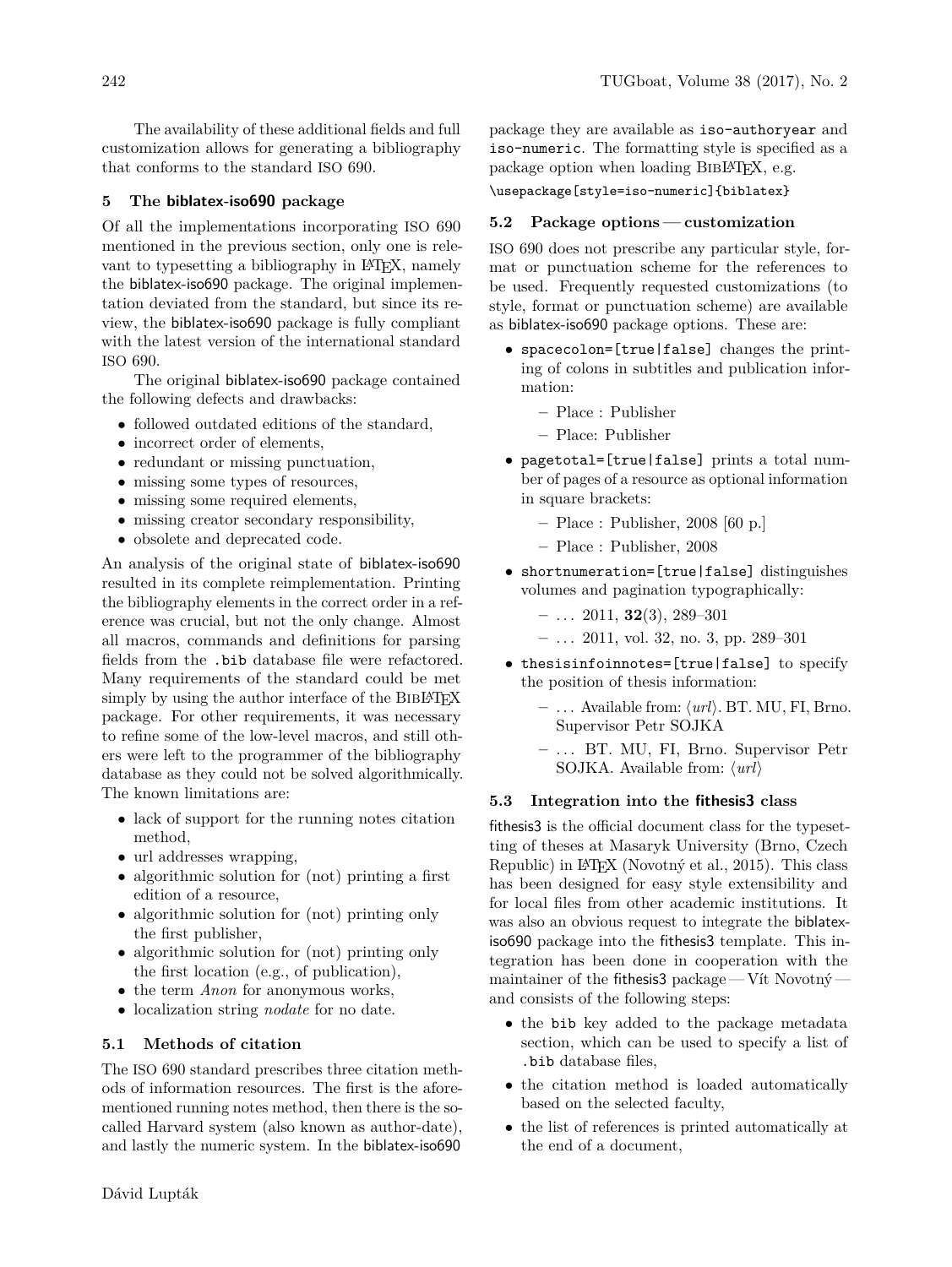The availability of these additional fields and full customization allows for generating a bibliography that conforms to the standard ISO 690.

## 5 The biblatex-iso690 package

Of all the implementations incorporating ISO 690 mentioned in the previous section, only one is relevant to typesetting a bibliography in LaTeX, namely the biblatex-iso690 package. The original implementation deviated from the standard, but since its review, the biblatex-iso690 package is fully compliant with the latest version of the international standard ISO 690.

The original biblatex-iso690 package contained the following defects and drawbacks:

- followed outdated editions of the standard,
- incorrect order of elements,
- redundant or missing punctuation,
- missing some types of resources,
- missing some required elements,
- missing creator secondary responsibility,
- obsolete and deprecated code.

An analysis of the original state of biblatex-iso690 resulted in its complete reimplementation. Printing the bibliography elements in the correct order in a reference was crucial, but not the only change. Almost all macros, commands and definitions for parsing fields from the `.bib` database file were refactored. Many requirements of the standard could be met simply by using the author interface of the BibLaTeX package. For other requirements, it was necessary to refine some of the low-level macros, and still others were left to the programmer of the bibliography database as they could not be solved algorithmically. The known limitations are:

- lack of support for the running notes citation method,
- url addresses wrapping,
- algorithmic solution for (not) printing a first edition of a resource,
- algorithmic solution for (not) printing only the first publisher,
- algorithmic solution for (not) printing only the first location (e.g., of publication),
- the term *Anon* for anonymous works,
- localization string *nodate* for no date.

### 5.1 Methods of citation

The ISO 690 standard prescribes three citation methods of information resources. The first is the aforementioned running notes method, then there is the so-called Harvard system (also known as author-date), and lastly the numeric system. In the biblatex-iso690 package they are available as `iso-authoryear` and `iso-numeric`. The formatting style is specified as a package option when loading BibLaTeX, e.g.

```
\usepackage[style=iso-numeric]{biblatex}
```

### 5.2 Package options — customization

ISO 690 does not prescribe any particular style, format or punctuation scheme for the references to be used. Frequently requested customizations (to style, format or punctuation scheme) are available as biblatex-iso690 package options. These are:

- `spacecolon=[true|false]` changes the printing of colons in subtitles and publication information:
  - Place : Publisher
  - Place: Publisher
- `pagetotal=[true|false]` prints a total number of pages of a resource as optional information in square brackets:
  - Place : Publisher, 2008 [60 p.]
  - Place : Publisher, 2008
- `shortnumeration=[true|false]` distinguishes volumes and pagination typographically:
  - … 2011, **32**(3), 289–301
  - … 2011, vol. 32, no. 3, pp. 289–301
- `thesisinfoinnotes=[true|false]` to specify the position of thesis information:
  - … Available from: ⟨*url*⟩. BT. MU, FI, Brno. Supervisor Petr SOJKA
  - … BT. MU, FI, Brno. Supervisor Petr SOJKA. Available from: ⟨*url*⟩

### 5.3 Integration into the fithesis3 class

fithesis3 is the official document class for the typesetting of theses at Masaryk University (Brno, Czech Republic) in LaTeX (Novotný et al., 2015). This class has been designed for easy style extensibility and for local files from other academic institutions. It was also an obvious request to integrate the biblatex-iso690 package into the fithesis3 template. This integration has been done in cooperation with the maintainer of the fithesis3 package — Vít Novotný — and consists of the following steps:

- the `bib` key added to the package metadata section, which can be used to specify a list of `.bib` database files,
- the citation method is loaded automatically based on the selected faculty,
- the list of references is printed automatically at the end of a document,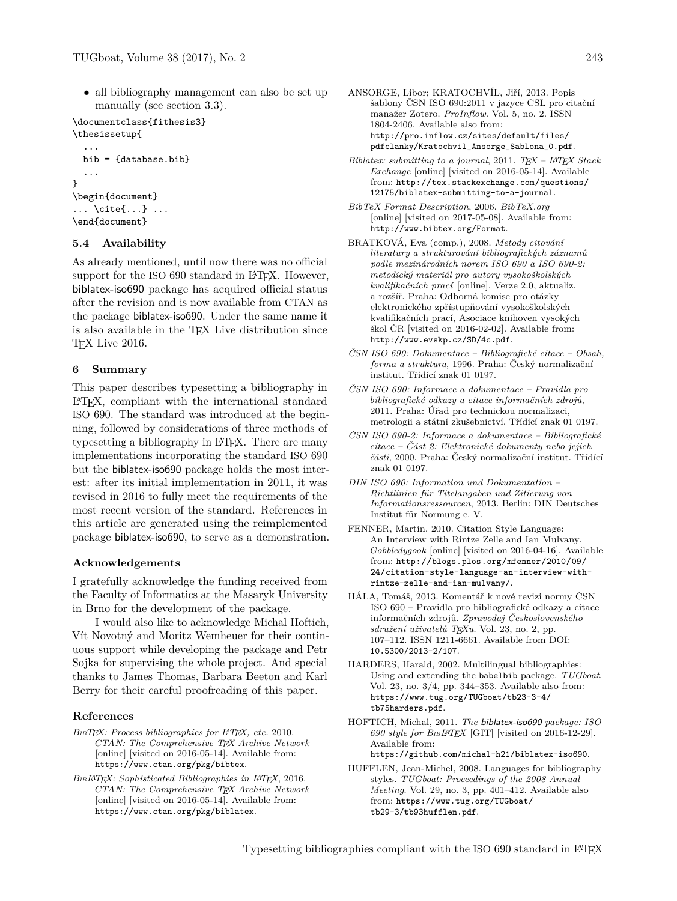- all bibliography management can also be set up manually (see section 3.3).

```
\documentclass{fithesis3}
\thesissetup{
  ...
  bib = {database.bib}
  ...
}
\begin{document}
... \cite{...} ...
\end{document}
```

### 5.4 Availability

As already mentioned, until now there was no official support for the ISO 690 standard in LaTeX. However, biblatex-iso690 package has acquired official status after the revision and is now available from CTAN as the package biblatex-iso690. Under the same name it is also available in the TeX Live distribution since TeX Live 2016.

## 6 Summary

This paper describes typesetting a bibliography in LaTeX, compliant with the international standard ISO 690. The standard was introduced at the beginning, followed by considerations of three methods of typesetting a bibliography in LaTeX. There are many implementations incorporating the standard ISO 690 but the biblatex-iso690 package holds the most interest: after its initial implementation in 2011, it was revised in 2016 to fully meet the requirements of the most recent version of the standard. References in this article are generated using the reimplemented package biblatex-iso690, to serve as a demonstration.

### Acknowledgements

I gratefully acknowledge the funding received from the Faculty of Informatics at the Masaryk University in Brno for the development of the package.

I would also like to acknowledge Michal Hoftich, Vít Novotný and Moritz Wemheuer for their continuous support while developing the package and Petr Sojka for supervising the whole project. And special thanks to James Thomas, Barbara Beeton and Karl Berry for their careful proofreading of this paper.

### References

*BibTeX: Process bibliographies for LaTeX, etc.* 2010. *CTAN: The Comprehensive TeX Archive Network* [online] [visited on 2016-05-14]. Available from: https://www.ctan.org/pkg/bibtex.

*BibLaTeX: Sophisticated Bibliographies in LaTeX*, 2016. *CTAN: The Comprehensive TeX Archive Network* [online] [visited on 2016-05-14]. Available from: https://www.ctan.org/pkg/biblatex.

ANSORGE, Libor; KRATOCHVÍL, Jiří, 2013. Popis šablony ČSN ISO 690:2011 v jazyce CSL pro citační manažer Zotero. *ProInflow*. Vol. 5, no. 2. ISSN 1804-2406. Available also from: http://pro.inflow.cz/sites/default/files/pdfclanky/Kratochvil_Ansorge_Sablona_0.pdf.

*Biblatex: submitting to a journal*, 2011. *TeX – LaTeX Stack Exchange* [online] [visited on 2016-05-14]. Available from: http://tex.stackexchange.com/questions/12175/biblatex-submitting-to-a-journal.

*BibTeX Format Description*, 2006. *BibTeX.org* [online] [visited on 2017-05-08]. Available from: http://www.bibtex.org/Format.

BRATKOVÁ, Eva (comp.), 2008. *Metody citování literatury a strukturování bibliografických záznamů podle mezinárodních norem ISO 690 a ISO 690-2: metodický materiál pro autory vysokoškolských kvalifikačních prací* [online]. Verze 2.0, aktualiz. a rozšíř. Praha: Odborná komise pro otázky elektronického zpřístupňování vysokoškolských kvalifikačních prací, Asociace knihoven vysokých škol ČR [visited on 2016-02-02]. Available from: http://www.evskp.cz/SD/4c.pdf.

*ČSN ISO 690: Dokumentace – Bibliografické citace – Obsah, forma a struktura*, 1996. Praha: Český normalizační institut. Třídící znak 01 0197.

*ČSN ISO 690: Informace a dokumentace – Pravidla pro bibliografické odkazy a citace informačních zdrojů*, 2011. Praha: Úřad pro technickou normalizaci, metrologii a státní zkušebnictví. Třídící znak 01 0197.

*ČSN ISO 690-2: Informace a dokumentace – Bibliografické citace – Část 2: Elektronické dokumenty nebo jejich části*, 2000. Praha: Český normalizační institut. Třídící znak 01 0197.

*DIN ISO 690: Information und Dokumentation – Richtlinien für Titelangaben und Zitierung von Informationsressourcen*, 2013. Berlin: DIN Deutsches Institut für Normung e. V.

FENNER, Martin, 2010. Citation Style Language: An Interview with Rintze Zelle and Ian Mulvany. *Gobbledygook* [online] [visited on 2016-04-16]. Available from: http://blogs.plos.org/mfenner/2010/09/24/citation-style-language-an-interview-with-rintze-zelle-and-ian-mulvany/.

HÁLA, Tomáš, 2013. Komentář k nové revizi normy ČSN ISO 690 – Pravidla pro bibliografické odkazy a citace informačních zdrojů. *Zpravodaj Československého sdružení uživatelů TeXu*. Vol. 23, no. 2, pp. 107–112. ISSN 1211-6661. Available from DOI: 10.5300/2013-2/107.

HARDERS, Harald, 2002. Multilingual bibliographies: Using and extending the babelbib package. *TUGboat*. Vol. 23, no. 3/4, pp. 344–353. Available also from: https://www.tug.org/TUGboat/tb23-3-4/tb75harders.pdf.

HOFTICH, Michal, 2011. *The biblatex-iso690 package: ISO 690 style for BibLaTeX* [GIT] [visited on 2016-12-29]. Available from: https://github.com/michal-h21/biblatex-iso690.

HUFFLEN, Jean-Michel, 2008. Languages for bibliography styles. *TUGboat: Proceedings of the 2008 Annual Meeting*. Vol. 29, no. 3, pp. 401–412. Available also from: https://www.tug.org/TUGboat/tb29-3/tb93hufflen.pdf.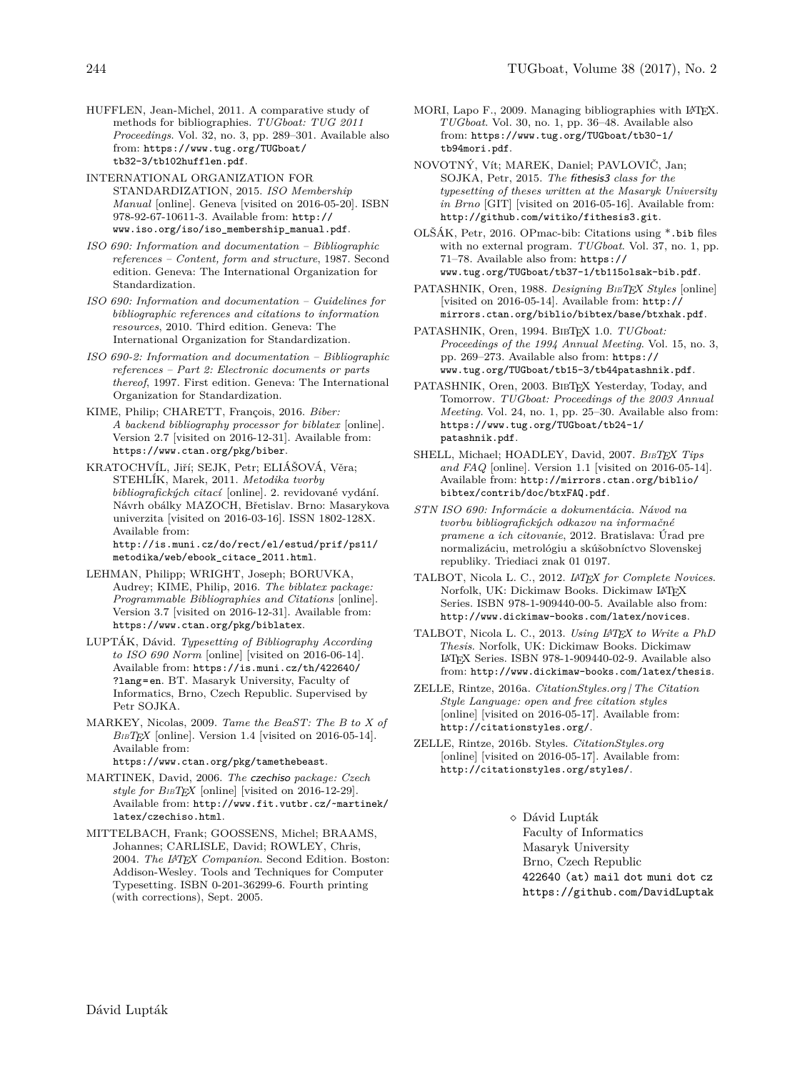HUFFLEN, Jean-Michel, 2011. A comparative study of methods for bibliographies. *TUGboat: TUG 2011 Proceedings*. Vol. 32, no. 3, pp. 289–301. Available also from: https://www.tug.org/TUGboat/tb32-3/tb102hufflen.pdf.

INTERNATIONAL ORGANIZATION FOR STANDARDIZATION, 2015. *ISO Membership Manual* [online]. Geneva [visited on 2016-05-20]. ISBN 978-92-67-10611-3. Available from: http://www.iso.org/iso/iso_membership_manual.pdf.

*ISO 690: Information and documentation – Bibliographic references – Content, form and structure*, 1987. Second edition. Geneva: The International Organization for Standardization.

*ISO 690: Information and documentation – Guidelines for bibliographic references and citations to information resources*, 2010. Third edition. Geneva: The International Organization for Standardization.

*ISO 690-2: Information and documentation – Bibliographic references – Part 2: Electronic documents or parts thereof*, 1997. First edition. Geneva: The International Organization for Standardization.

KIME, Philip; CHARETT, François, 2016. *Biber: A backend bibliography processor for biblatex* [online]. Version 2.7 [visited on 2016-12-31]. Available from: https://www.ctan.org/pkg/biber.

KRATOCHVÍL, Jiří; SEJK, Petr; ELIÁŠOVÁ, Věra; STEHLÍK, Marek, 2011. *Metodika tvorby bibliografických citací* [online]. 2. revidované vydání. Návrh obálky MAZOCH, Břetislav. Brno: Masarykova univerzita [visited on 2016-03-16]. ISSN 1802-128X. Available from: http://is.muni.cz/do/rect/el/estud/prif/ps11/metodika/web/ebook_citace_2011.html.

LEHMAN, Philipp; WRIGHT, Joseph; BORUVKA, Audrey; KIME, Philip, 2016. *The biblatex package: Programmable Bibliographies and Citations* [online]. Version 3.7 [visited on 2016-12-31]. Available from: https://www.ctan.org/pkg/biblatex.

LUPTÁK, Dávid. *Typesetting of Bibliography According to ISO 690 Norm* [online] [visited on 2016-06-14]. Available from: https://is.muni.cz/th/422640/?lang=en. BT. Masaryk University, Faculty of Informatics, Brno, Czech Republic. Supervised by Petr SOJKA.

MARKEY, Nicolas, 2009. *Tame the BeaST: The B to X of BibTEX* [online]. Version 1.4 [visited on 2016-05-14]. Available from: https://www.ctan.org/pkg/tamethebeast.

MARTINEK, David, 2006. *The czechiso package: Czech style for BibTEX* [online] [visited on 2016-12-29]. Available from: http://www.fit.vutbr.cz/~martinek/latex/czechiso.html.

MITTELBACH, Frank; GOOSSENS, Michel; BRAAMS, Johannes; CARLISLE, David; ROWLEY, Chris, 2004. *The LATEX Companion*. Second Edition. Boston: Addison-Wesley. Tools and Techniques for Computer Typesetting. ISBN 0-201-36299-6. Fourth printing (with corrections), Sept. 2005.

MORI, Lapo F., 2009. Managing bibliographies with LATEX. *TUGboat*. Vol. 30, no. 1, pp. 36–48. Available also from: https://www.tug.org/TUGboat/tb30-1/tb94mori.pdf.

NOVOTNÝ, Vít; MAREK, Daniel; PAVLOVIČ, Jan; SOJKA, Petr, 2015. *The fithesis3 class for the typesetting of theses written at the Masaryk University in Brno* [GIT] [visited on 2016-05-16]. Available from: http://github.com/witiko/fithesis3.git.

OLŠÁK, Petr, 2016. OPmac-bib: Citations using *.bib files with no external program. *TUGboat*. Vol. 37, no. 1, pp. 71–78. Available also from: https://www.tug.org/TUGboat/tb37-1/tb115olsak-bib.pdf.

PATASHNIK, Oren, 1988. *Designing BibTEX Styles* [online] [visited on 2016-05-14]. Available from: http://mirrors.ctan.org/biblio/bibtex/base/btxhak.pdf.

PATASHNIK, Oren, 1994. BibTEX 1.0. *TUGboat: Proceedings of the 1994 Annual Meeting*. Vol. 15, no. 3, pp. 269–273. Available also from: https://www.tug.org/TUGboat/tb15-3/tb44patashnik.pdf.

PATASHNIK, Oren, 2003. BibTEX Yesterday, Today, and Tomorrow. *TUGboat: Proceedings of the 2003 Annual Meeting*. Vol. 24, no. 1, pp. 25–30. Available also from: https://www.tug.org/TUGboat/tb24-1/patashnik.pdf.

SHELL, Michael; HOADLEY, David, 2007. *BibTEX Tips and FAQ* [online]. Version 1.1 [visited on 2016-05-14]. Available from: http://mirrors.ctan.org/biblio/bibtex/contrib/doc/btxFAQ.pdf.

*STN ISO 690: Informácie a dokumentácia. Návod na tvorbu bibliografických odkazov na informačné pramene a ich citovanie*, 2012. Bratislava: Úrad pre normalizáciu, metrológiu a skúšobníctvo Slovenskej republiky. Triediaci znak 01 0197.

TALBOT, Nicola L. C., 2012. *LATEX for Complete Novices*. Norfolk, UK: Dickimaw Books. Dickimaw LATEX Series. ISBN 978-1-909440-00-5. Available also from: http://www.dickimaw-books.com/latex/novices.

TALBOT, Nicola L. C., 2013. *Using LATEX to Write a PhD Thesis*. Norfolk, UK: Dickimaw Books. Dickimaw LATEX Series. ISBN 978-1-909440-02-9. Available also from: http://www.dickimaw-books.com/latex/thesis.

ZELLE, Rintze, 2016a. *CitationStyles.org | The Citation Style Language: open and free citation styles* [online] [visited on 2016-05-17]. Available from: http://citationstyles.org/.

ZELLE, Rintze, 2016b. Styles. *CitationStyles.org* [online] [visited on 2016-05-17]. Available from: http://citationstyles.org/styles/.

◇ Dávid Lupták
Faculty of Informatics
Masaryk University
Brno, Czech Republic
422640 (at) mail dot muni dot cz
https://github.com/DavidLuptak